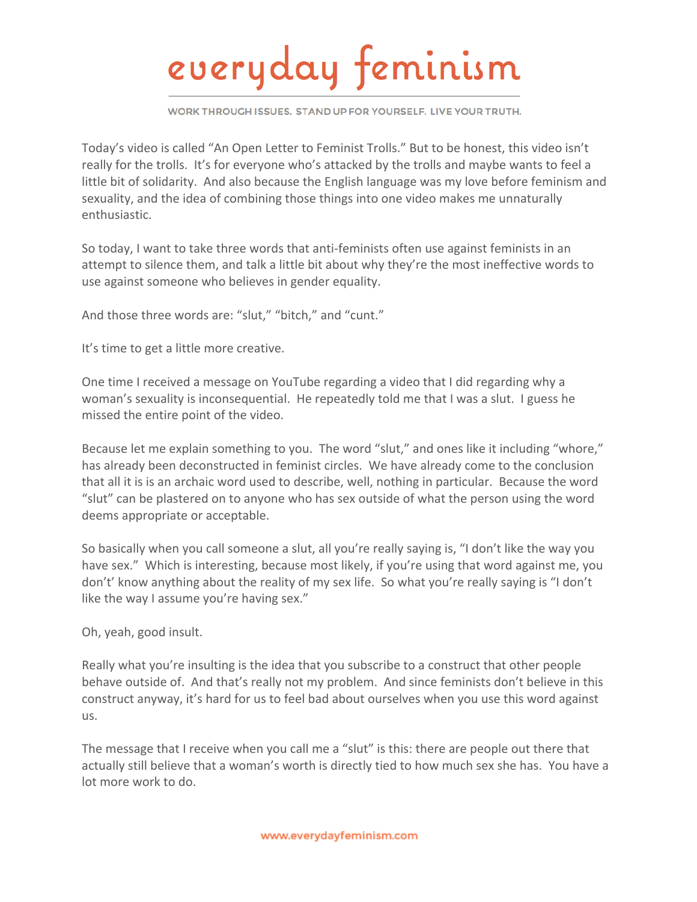Today's video is called "An Open Letter to Feminist Trolls." But to be honest, this video isn't really for the trolls. It's for everyone who's attacked by the trolls and maybe wants to feel a little bit of solidarity. And also because the English language was my love before feminism and sexuality, and the idea of combining those things into one video makes me unnaturally enthusiastic.

So today, I want to take three words that anti-feminists often use against feminists in an attempt to silence them, and talk a little bit about why they're the most ineffective words to use against someone who believes in gender equality.

And those three words are: "slut," "bitch," and "cunt."

It's time to get a little more creative.

One time I received a message on YouTube regarding a video that I did regarding why a woman's sexuality is inconsequential. He repeatedly told me that I was a slut. I guess he missed the entire point of the video.

Because let me explain something to you. The word "slut," and ones like it including "whore," has already been deconstructed in feminist circles. We have already come to the conclusion that all it is is an archaic word used to describe, well, nothing in particular. Because the word "slut" can be plastered on to anyone who has sex outside of what the person using the word deems appropriate or acceptable.

So basically when you call someone a slut, all you're really saying is, "I don't like the way you have sex." Which is interesting, because most likely, if you're using that word against me, you don't' know anything about the reality of my sex life. So what you're really saying is "I don't like the way I assume you're having sex."

Oh, yeah, good insult.

Really what you're insulting is the idea that you subscribe to a construct that other people behave outside of. And that's really not my problem. And since feminists don't believe in this construct anyway, it's hard for us to feel bad about ourselves when you use this word against us.

The message that I receive when you call me a "slut" is this: there are people out there that actually still believe that a woman's worth is directly tied to how much sex she has. You have a lot more work to do.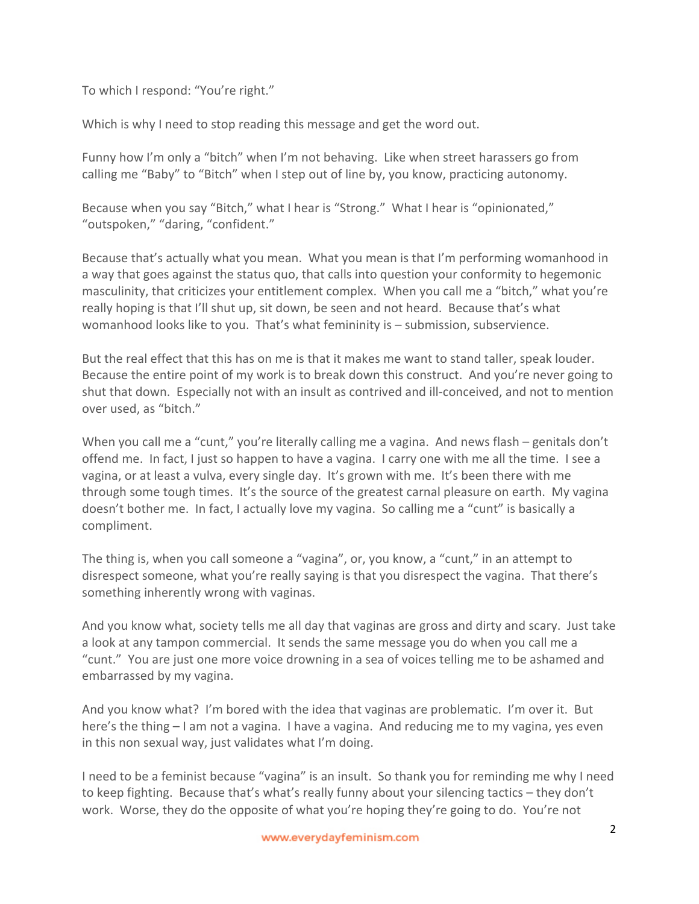To which I respond: "You're right."

Which is why I need to stop reading this message and get the word out.

Funny how I'm only a "bitch" when I'm not behaving. Like when street harassers go from calling me "Baby" to "Bitch" when I step out of line by, you know, practicing autonomy.

Because when you say "Bitch," what I hear is "Strong." What I hear is "opinionated," "outspoken," "daring, "confident."

Because that's actually what you mean. What you mean is that I'm performing womanhood in a way that goes against the status quo, that calls into question your conformity to hegemonic masculinity, that criticizes your entitlement complex. When you call me a "bitch," what you're really hoping is that I'll shut up, sit down, be seen and not heard. Because that's what womanhood looks like to you. That's what femininity is – submission, subservience.

But the real effect that this has on me is that it makes me want to stand taller, speak louder. Because the entire point of my work is to break down this construct. And you're never going to shut that down. Especially not with an insult as contrived and ill-conceived, and not to mention over used, as "bitch."

When you call me a "cunt," you're literally calling me a vagina. And news flash – genitals don't offend me. In fact, I just so happen to have a vagina. I carry one with me all the time. I see a vagina, or at least a vulva, every single day. It's grown with me. It's been there with me through some tough times. It's the source of the greatest carnal pleasure on earth. My vagina doesn't bother me. In fact, I actually love my vagina. So calling me a "cunt" is basically a compliment.

The thing is, when you call someone a "vagina", or, you know, a "cunt," in an attempt to disrespect someone, what you're really saying is that you disrespect the vagina. That there's something inherently wrong with vaginas.

And you know what, society tells me all day that vaginas are gross and dirty and scary. Just take a look at any tampon commercial. It sends the same message you do when you call me a "cunt." You are just one more voice drowning in a sea of voices telling me to be ashamed and embarrassed by my vagina.

And you know what? I'm bored with the idea that vaginas are problematic. I'm over it. But here's the thing – I am not a vagina. I have a vagina. And reducing me to my vagina, yes even in this non sexual way, just validates what I'm doing.

I need to be a feminist because "vagina" is an insult. So thank you for reminding me why I need to keep fighting. Because that's what's really funny about your silencing tactics – they don't work. Worse, they do the opposite of what you're hoping they're going to do. You're not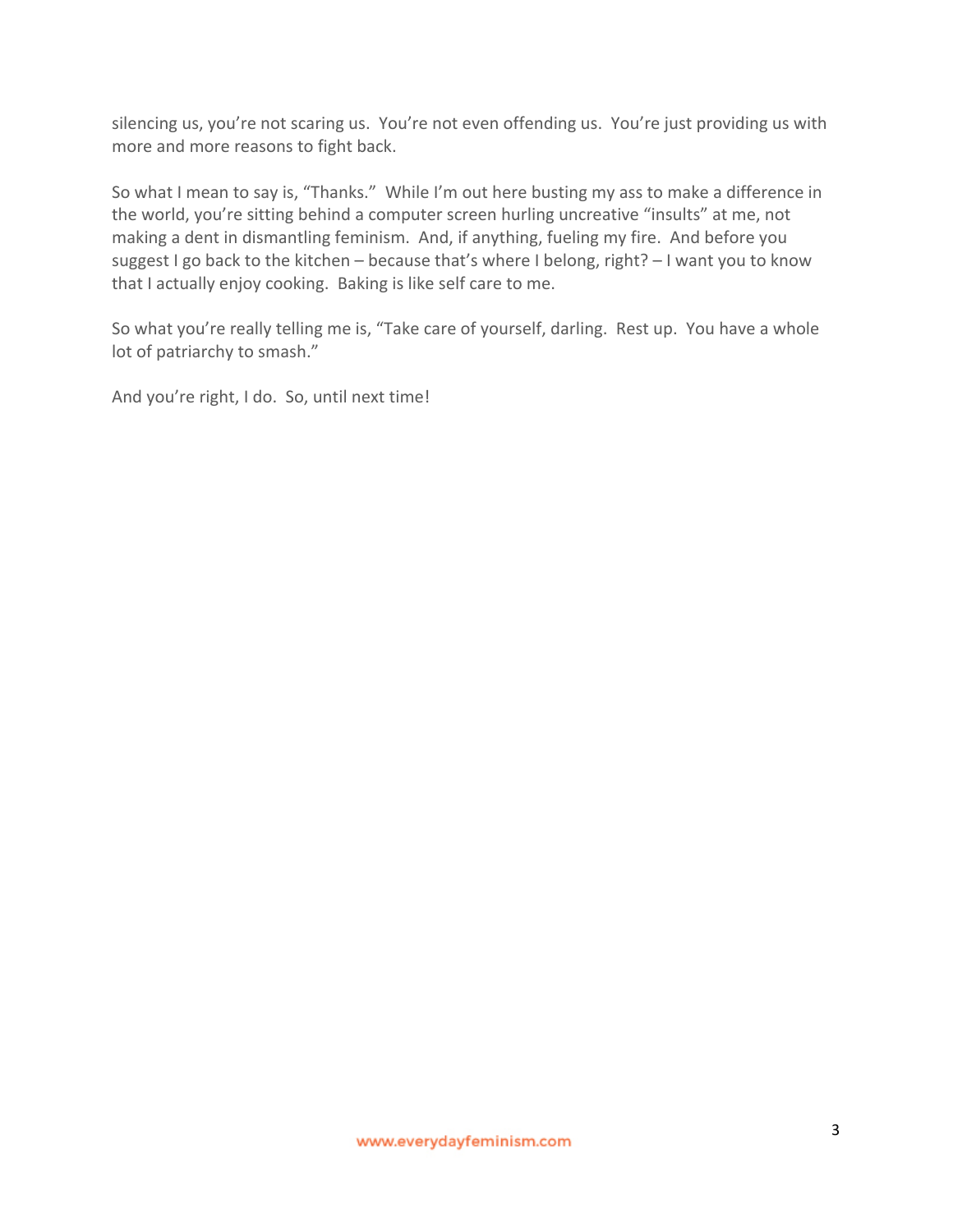silencing us, you're not scaring us. You're not even offending us. You're just providing us with more and more reasons to fight back.

So what I mean to say is, "Thanks." While I'm out here busting my ass to make a difference in the world, you're sitting behind a computer screen hurling uncreative "insults" at me, not making a dent in dismantling feminism. And, if anything, fueling my fire. And before you suggest I go back to the kitchen – because that's where I belong, right? – I want you to know that I actually enjoy cooking. Baking is like self care to me.

So what you're really telling me is, "Take care of yourself, darling. Rest up. You have a whole lot of patriarchy to smash."

And you're right, I do. So, until next time!